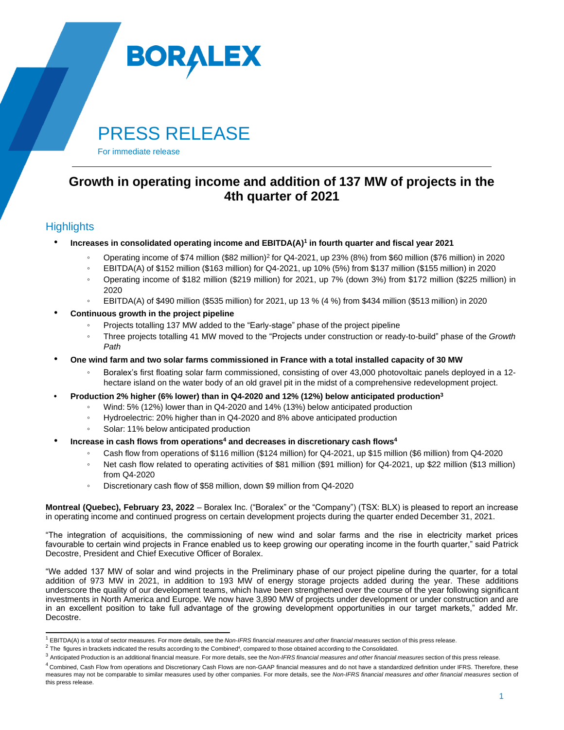# BORALEX

# PRESS RELEASE

For immediate release

## Growth in operating income and addition of 137 MW of projects in the 4th quarter of 2021

### Highlights

- **Increases in consolidated operating income and EBITDA(A)[1] in fourth quarter and fiscal year 2021**
  - Operating income of $74 million ($82 million)[2] for Q4-2021, up 23% (8%) from $60 million ($76 million) in 2020
  - EBITDA(A) of $152 million ($163 million) for Q4-2021, up 10% (5%) from $137 million ($155 million) in 2020
  - Operating income of $182 million ($219 million) for 2021, up 7% (down 3%) from $172 million ($225 million) in 2020
  - EBITDA(A) of $490 million ($535 million) for 2021, up 13 % (4 %) from $434 million ($513 million) in 2020
- **Continuous growth in the project pipeline**
  - Projects totalling 137 MW added to the "Early-stage" phase of the project pipeline
  - Three projects totalling 41 MW moved to the "Projects under construction or ready-to-build" phase of the *Growth Path*
- **One wind farm and two solar farms commissioned in France with a total installed capacity of 30 MW**
  - Boralex's first floating solar farm commissioned, consisting of over 43,000 photovoltaic panels deployed in a 12-hectare island on the water body of an old gravel pit in the midst of a comprehensive redevelopment project.
- **Production 2% higher (6% lower) than in Q4-2020 and 12% (12%) below anticipated production[3]**
  - Wind: 5% (12%) lower than in Q4-2020 and 14% (13%) below anticipated production
  - Hydroelectric: 20% higher than in Q4-2020 and 8% above anticipated production
  - Solar: 11% below anticipated production
- **Increase in cash flows from operations[4] and decreases in discretionary cash flows[4]**
  - Cash flow from operations of $116 million ($124 million) for Q4-2021, up $15 million ($6 million) from Q4-2020
  - Net cash flow related to operating activities of $81 million ($91 million) for Q4-2021, up $22 million ($13 million) from Q4-2020
  - Discretionary cash flow of $58 million, down $9 million from Q4-2020

**Montreal (Quebec), February 23, 2022** – Boralex Inc. ("Boralex" or the "Company") (TSX: BLX) is pleased to report an increase in operating income and continued progress on certain development projects during the quarter ended December 31, 2021.

"The integration of acquisitions, the commissioning of new wind and solar farms and the rise in electricity market prices favourable to certain wind projects in France enabled us to keep growing our operating income in the fourth quarter," said Patrick Decostre, President and Chief Executive Officer of Boralex.

"We added 137 MW of solar and wind projects in the Preliminary phase of our project pipeline during the quarter, for a total addition of 973 MW in 2021, in addition to 193 MW of energy storage projects added during the year. These additions underscore the quality of our development teams, which have been strengthened over the course of the year following significant investments in North America and Europe. We now have 3,890 MW of projects under development or under construction and are in an excellent position to take full advantage of the growing development opportunities in our target markets," added Mr. Decostre.

---

[1] EBITDA(A) is a total of sector measures. For more details, see the *Non-IFRS financial measures and other financial measures* section of this press release.

[2] The figures in brackets indicated the results according to the Combined[4], compared to those obtained according to the Consolidated.

[3] Anticipated Production is an additional financial measure. For more details, see the *Non-IFRS financial measures and other financial measures* section of this press release.

[4] Combined, Cash Flow from operations and Discretionary Cash Flows are non-GAAP financial measures and do not have a standardized definition under IFRS. Therefore, these measures may not be comparable to similar measures used by other companies. For more details, see the *Non-IFRS financial measures and other financial measures* section of this press release.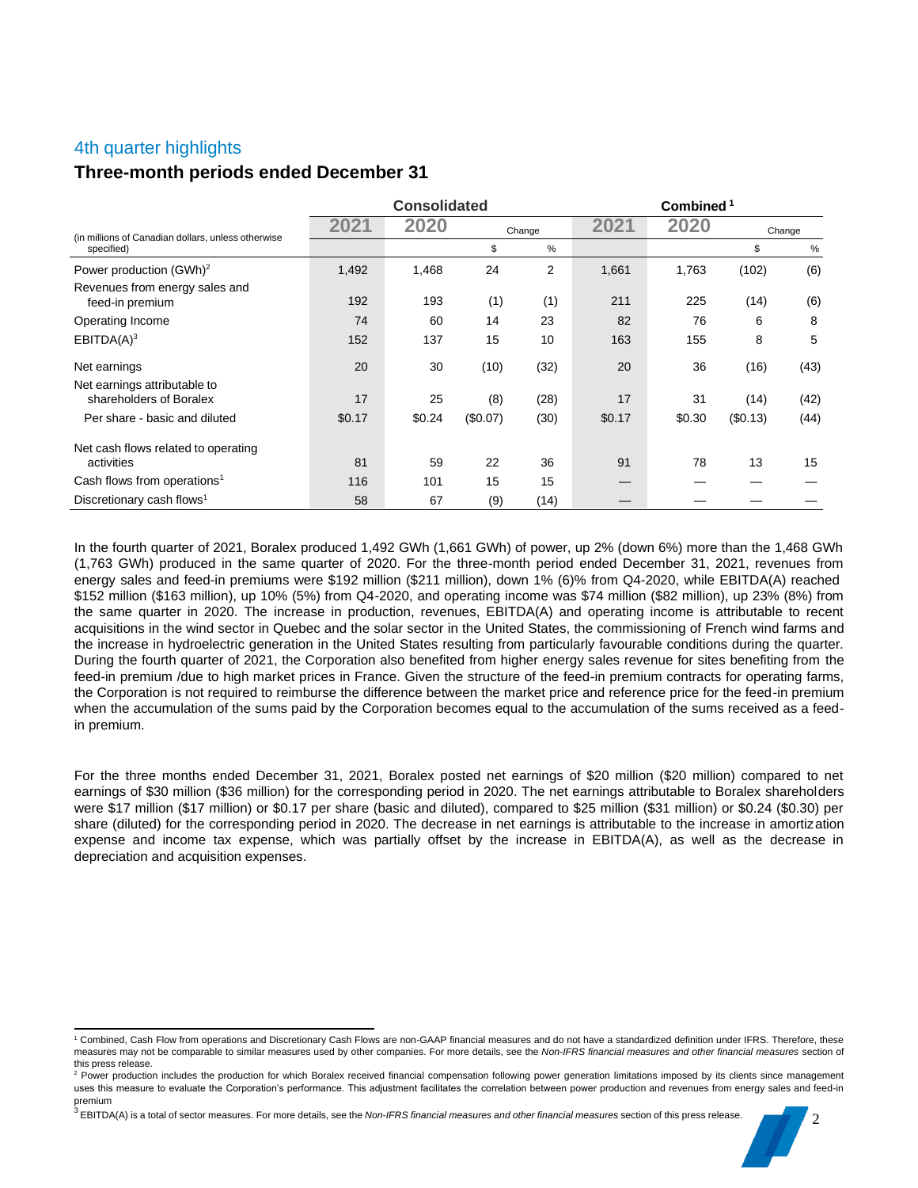## 4th quarter highlights

## Three-month periods ended December 31

| (in millions of Canadian dollars, unless otherwise specified) | Consolidated | | | | Combined [1] | | | |
|---|---|---|---|---|---|---|---|---|
| | 2021 | 2020 | Change | | 2021 | 2020 | Change | |
| | | | $ | % | | | $ | % |
| Power production (GWh)[2] | 1,492 | 1,468 | 24 | 2 | 1,661 | 1,763 | (102) | (6) |
| Revenues from energy sales and feed-in premium | 192 | 193 | (1) | (1) | 211 | 225 | (14) | (6) |
| Operating Income | 74 | 60 | 14 | 23 | 82 | 76 | 6 | 8 |
| EBITDA(A)[3] | 152 | 137 | 15 | 10 | 163 | 155 | 8 | 5 |
| Net earnings | 20 | 30 | (10) | (32) | 20 | 36 | (16) | (43) |
| Net earnings attributable to shareholders of Boralex | 17 | 25 | (8) | (28) | 17 | 31 | (14) | (42) |
| Per share - basic and diluted | $0.17 | $0.24 | ($0.07) | (30) | $0.17 | $0.30 | ($0.13) | (44) |
| Net cash flows related to operating activities | 81 | 59 | 22 | 36 | 91 | 78 | 13 | 15 |
| Cash flows from operations[1] | 116 | 101 | 15 | 15 | — | — | — | — |
| Discretionary cash flows[1] | 58 | 67 | (9) | (14) | — | — | — | — |

In the fourth quarter of 2021, Boralex produced 1,492 GWh (1,661 GWh) of power, up 2% (down 6%) more than the 1,468 GWh (1,763 GWh) produced in the same quarter of 2020. For the three-month period ended December 31, 2021, revenues from energy sales and feed-in premiums were $192 million ($211 million), down 1% (6)% from Q4-2020, while EBITDA(A) reached $152 million ($163 million), up 10% (5%) from Q4-2020, and operating income was $74 million ($82 million), up 23% (8%) from the same quarter in 2020. The increase in production, revenues, EBITDA(A) and operating income is attributable to recent acquisitions in the wind sector in Quebec and the solar sector in the United States, the commissioning of French wind farms and the increase in hydroelectric generation in the United States resulting from particularly favourable conditions during the quarter. During the fourth quarter of 2021, the Corporation also benefited from higher energy sales revenue for sites benefiting from the feed-in premium /due to high market prices in France. Given the structure of the feed-in premium contracts for operating farms, the Corporation is not required to reimburse the difference between the market price and reference price for the feed-in premium when the accumulation of the sums paid by the Corporation becomes equal to the accumulation of the sums received as a feed-in premium.

For the three months ended December 31, 2021, Boralex posted net earnings of $20 million ($20 million) compared to net earnings of $30 million ($36 million) for the corresponding period in 2020. The net earnings attributable to Boralex shareholders were $17 million ($17 million) or $0.17 per share (basic and diluted), compared to $25 million ($31 million) or $0.24 ($0.30) per share (diluted) for the corresponding period in 2020. The decrease in net earnings is attributable to the increase in amortization expense and income tax expense, which was partially offset by the increase in EBITDA(A), as well as the decrease in depreciation and acquisition expenses.

---

[1] Combined, Cash Flow from operations and Discretionary Cash Flows are non-GAAP financial measures and do not have a standardized definition under IFRS. Therefore, these measures may not be comparable to similar measures used by other companies. For more details, see the *Non-IFRS financial measures and other financial measures* section of this press release.

[2] Power production includes the production for which Boralex received financial compensation following power generation limitations imposed by its clients since management uses this measure to evaluate the Corporation's performance. This adjustment facilitates the correlation between power production and revenues from energy sales and feed-in premium

[3] EBITDA(A) is a total of sector measures. For more details, see the *Non-IFRS financial measures and other financial measures* section of this press release.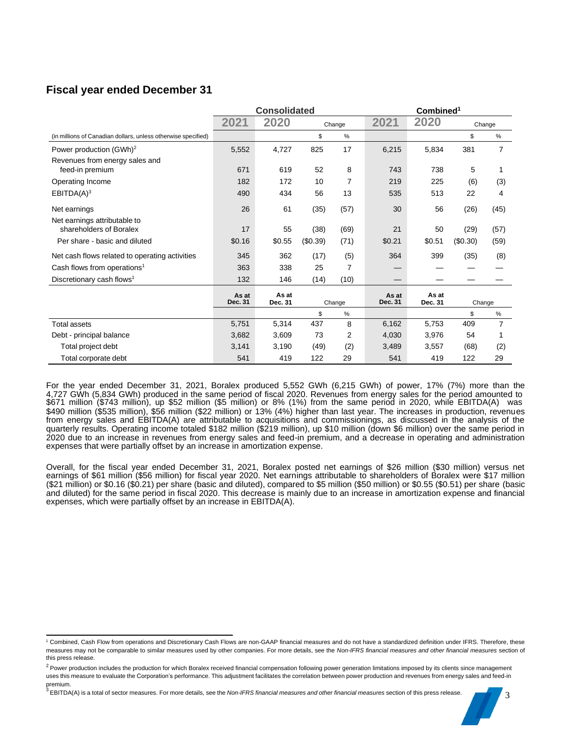## Fiscal year ended December 31

| | Consolidated | | | | Combined[1] | | | |
|---|---|---|---|---|---|---|---|---|
| | 2021 | 2020 | Change | | 2021 | 2020 | Change | |
| (in millions of Canadian dollars, unless otherwise specified) | | | $ | % | | | $ | % |
| Power production (GWh)[2] | 5,552 | 4,727 | 825 | 17 | 6,215 | 5,834 | 381 | 7 |
| Revenues from energy sales and feed-in premium | 671 | 619 | 52 | 8 | 743 | 738 | 5 | 1 |
| Operating Income | 182 | 172 | 10 | 7 | 219 | 225 | (6) | (3) |
| EBITDA(A)[3] | 490 | 434 | 56 | 13 | 535 | 513 | 22 | 4 |
| Net earnings | 26 | 61 | (35) | (57) | 30 | 56 | (26) | (45) |
| Net earnings attributable to shareholders of Boralex | 17 | 55 | (38) | (69) | 21 | 50 | (29) | (57) |
| Per share - basic and diluted | $0.16 | $0.55 | ($0.39) | (71) | $0.21 | $0.51 | ($0.30) | (59) |
| Net cash flows related to operating activities | 345 | 362 | (17) | (5) | 364 | 399 | (35) | (8) |
| Cash flows from operations[1] | 363 | 338 | 25 | 7 | — | — | — | — |
| Discretionary cash flows[1] | 132 | 146 | (14) | (10) | — | — | — | — |
| | As at Dec. 31 | As at Dec. 31 | Change | | As at Dec. 31 | As at Dec. 31 | Change | |
| | | | $ | % | | | $ | % |
| Total assets | 5,751 | 5,314 | 437 | 8 | 6,162 | 5,753 | 409 | 7 |
| Debt - principal balance | 3,682 | 3,609 | 73 | 2 | 4,030 | 3,976 | 54 | 1 |
| Total project debt | 3,141 | 3,190 | (49) | (2) | 3,489 | 3,557 | (68) | (2) |
| Total corporate debt | 541 | 419 | 122 | 29 | 541 | 419 | 122 | 29 |

For the year ended December 31, 2021, Boralex produced 5,552 GWh (6,215 GWh) of power, 17% (7%) more than the 4,727 GWh (5,834 GWh) produced in the same period of fiscal 2020. Revenues from energy sales for the period amounted to $671 million ($743 million), up $52 million ($5 million) or 8% (1%) from the same period in 2020, while EBITDA(A) was $490 million ($535 million), $56 million ($22 million) or 13% (4%) higher than last year. The increases in production, revenues from energy sales and EBITDA(A) are attributable to acquisitions and commissionings, as discussed in the analysis of the quarterly results. Operating income totaled $182 million ($219 million), up $10 million (down $6 million) over the same period in 2020 due to an increase in revenues from energy sales and feed-in premium, and a decrease in operating and administration expenses that were partially offset by an increase in amortization expense.

Overall, for the fiscal year ended December 31, 2021, Boralex posted net earnings of $26 million ($30 million) versus net earnings of $61 million ($56 million) for fiscal year 2020. Net earnings attributable to shareholders of Boralex were $17 million ($21 million) or $0.16 ($0.21) per share (basic and diluted), compared to $5 million ($50 million) or $0.55 ($0.51) per share (basic and diluted) for the same period in fiscal 2020. This decrease is mainly due to an increase in amortization expense and financial expenses, which were partially offset by an increase in EBITDA(A).

---

[1] Combined, Cash Flow from operations and Discretionary Cash Flows are non-GAAP financial measures and do not have a standardized definition under IFRS. Therefore, these measures may not be comparable to similar measures used by other companies. For more details, see the *Non-IFRS financial measures and other financial measures* section of this press release.

[2] Power production includes the production for which Boralex received financial compensation following power generation limitations imposed by its clients since management uses this measure to evaluate the Corporation's performance. This adjustment facilitates the correlation between power production and revenues from energy sales and feed-in premium.

[3] EBITDA(A) is a total of sector measures. For more details, see the *Non-IFRS financial measures and other financial measures* section of this press release.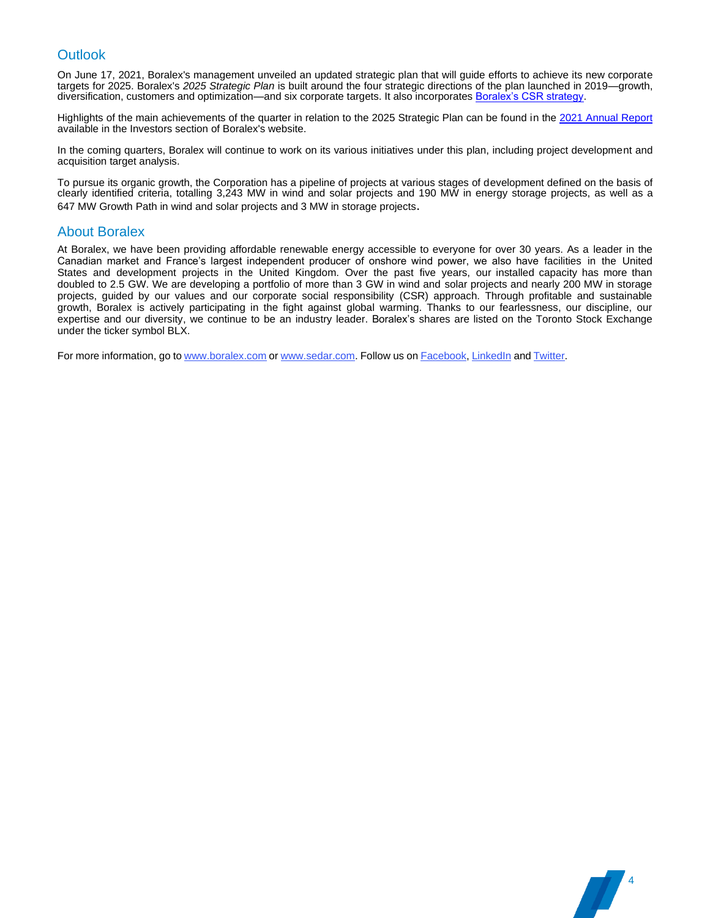## Outlook

On June 17, 2021, Boralex's management unveiled an updated strategic plan that will guide efforts to achieve its new corporate targets for 2025. Boralex's *2025 Strategic Plan* is built around the four strategic directions of the plan launched in 2019—growth, diversification, customers and optimization—and six corporate targets. It also incorporates Boralex's CSR strategy.

Highlights of the main achievements of the quarter in relation to the 2025 Strategic Plan can be found in the 2021 Annual Report available in the Investors section of Boralex's website.

In the coming quarters, Boralex will continue to work on its various initiatives under this plan, including project development and acquisition target analysis.

To pursue its organic growth, the Corporation has a pipeline of projects at various stages of development defined on the basis of clearly identified criteria, totalling 3,243 MW in wind and solar projects and 190 MW in energy storage projects, as well as a 647 MW Growth Path in wind and solar projects and 3 MW in storage projects.

## About Boralex

At Boralex, we have been providing affordable renewable energy accessible to everyone for over 30 years. As a leader in the Canadian market and France's largest independent producer of onshore wind power, we also have facilities in the United States and development projects in the United Kingdom. Over the past five years, our installed capacity has more than doubled to 2.5 GW. We are developing a portfolio of more than 3 GW in wind and solar projects and nearly 200 MW in storage projects, guided by our values and our corporate social responsibility (CSR) approach. Through profitable and sustainable growth, Boralex is actively participating in the fight against global warming. Thanks to our fearlessness, our discipline, our expertise and our diversity, we continue to be an industry leader. Boralex's shares are listed on the Toronto Stock Exchange under the ticker symbol BLX.

For more information, go to www.boralex.com or www.sedar.com. Follow us on Facebook, LinkedIn and Twitter.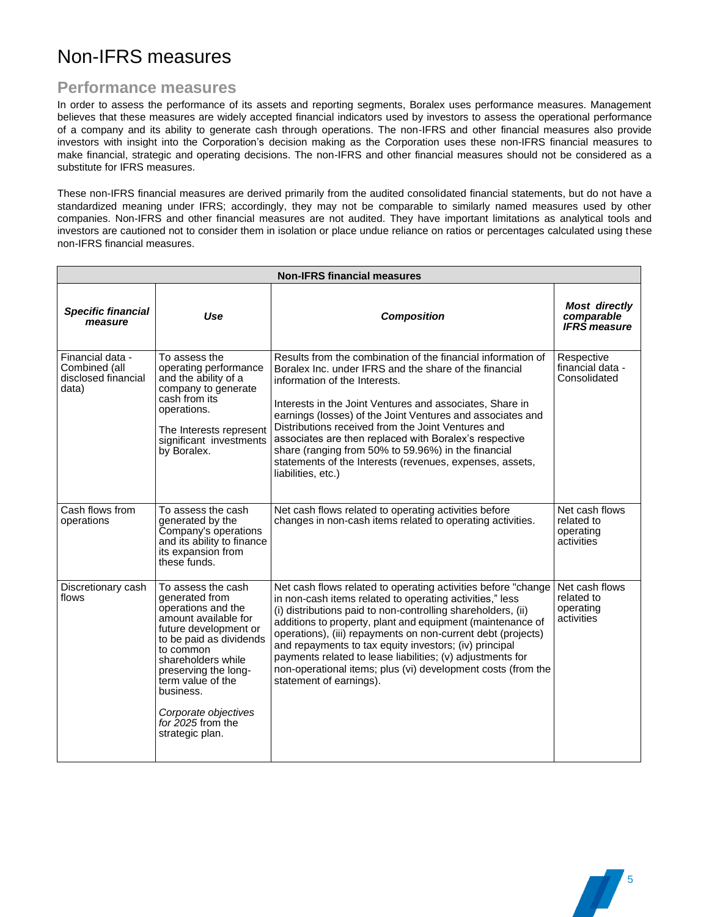# Non-IFRS measures

## Performance measures

In order to assess the performance of its assets and reporting segments, Boralex uses performance measures. Management believes that these measures are widely accepted financial indicators used by investors to assess the operational performance of a company and its ability to generate cash through operations. The non-IFRS and other financial measures also provide investors with insight into the Corporation's decision making as the Corporation uses these non-IFRS financial measures to make financial, strategic and operating decisions. The non-IFRS and other financial measures should not be considered as a substitute for IFRS measures.

These non-IFRS financial measures are derived primarily from the audited consolidated financial statements, but do not have a standardized meaning under IFRS; accordingly, they may not be comparable to similarly named measures used by other companies. Non-IFRS and other financial measures are not audited. They have important limitations as analytical tools and investors are cautioned not to consider them in isolation or place undue reliance on ratios or percentages calculated using these non-IFRS financial measures.

| Non-IFRS financial measures | | | |
|---|---|---|---|
| ***Specific financial measure*** | ***Use*** | ***Composition*** | ***Most directly comparable IFRS measure*** |
| Financial data - Combined (all disclosed financial data) | To assess the operating performance and the ability of a company to generate cash from its operations.<br><br>The Interests represent significant investments by Boralex. | Results from the combination of the financial information of Boralex Inc. under IFRS and the share of the financial information of the Interests.<br><br>Interests in the Joint Ventures and associates, Share in earnings (losses) of the Joint Ventures and associates and Distributions received from the Joint Ventures and associates are then replaced with Boralex's respective share (ranging from 50% to 59.96%) in the financial statements of the Interests (revenues, expenses, assets, liabilities, etc.) | Respective financial data - Consolidated |
| Cash flows from operations | To assess the cash generated by the Company's operations and its ability to finance its expansion from these funds. | Net cash flows related to operating activities before changes in non-cash items related to operating activities. | Net cash flows related to operating activities |
| Discretionary cash flows | To assess the cash generated from operations and the amount available for future development or to be paid as dividends to common shareholders while preserving the long-term value of the business.<br><br>*Corporate objectives for 2025* from the strategic plan. | Net cash flows related to operating activities before "change in non-cash items related to operating activities," less (i) distributions paid to non-controlling shareholders, (ii) additions to property, plant and equipment (maintenance of operations), (iii) repayments on non-current debt (projects) and repayments to tax equity investors; (iv) principal payments related to lease liabilities; (v) adjustments for non-operational items; plus (vi) development costs (from the statement of earnings). | Net cash flows related to operating activities |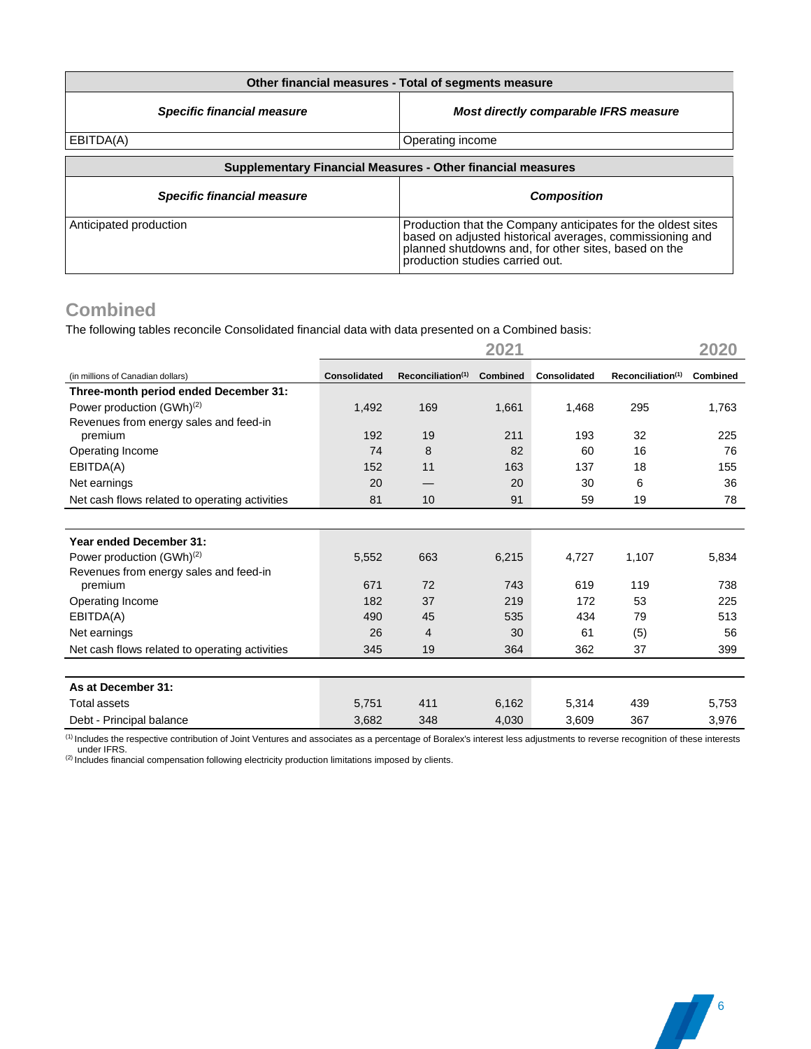| Other financial measures - Total of segments measure | |
|---|---|
| ***Specific financial measure*** | ***Most directly comparable IFRS measure*** |
| EBITDA(A) | Operating income |

| Supplementary Financial Measures - Other financial measures | |
|---|---|
| ***Specific financial measure*** | ***Composition*** |
| Anticipated production | Production that the Company anticipates for the oldest sites based on adjusted historical averages, commissioning and planned shutdowns and, for other sites, based on the production studies carried out. |

## Combined

The following tables reconcile Consolidated financial data with data presented on a Combined basis:

| | 2021 | | | 2020 | | |
|---|---|---|---|---|---|---|
| (in millions of Canadian dollars) | Consolidated | Reconciliation[(1)] | Combined | Consolidated | Reconciliation[(1)] | Combined |
| **Three-month period ended December 31:** | | | | | | |
| Power production (GWh)[(2)] | 1,492 | 169 | 1,661 | 1,468 | 295 | 1,763 |
| Revenues from energy sales and feed-in premium | 192 | 19 | 211 | 193 | 32 | 225 |
| Operating Income | 74 | 8 | 82 | 60 | 16 | 76 |
| EBITDA(A) | 152 | 11 | 163 | 137 | 18 | 155 |
| Net earnings | 20 | — | 20 | 30 | 6 | 36 |
| Net cash flows related to operating activities | 81 | 10 | 91 | 59 | 19 | 78 |
| **Year ended December 31:** | | | | | | |
| Power production (GWh)[(2)] | 5,552 | 663 | 6,215 | 4,727 | 1,107 | 5,834 |
| Revenues from energy sales and feed-in premium | 671 | 72 | 743 | 619 | 119 | 738 |
| Operating Income | 182 | 37 | 219 | 172 | 53 | 225 |
| EBITDA(A) | 490 | 45 | 535 | 434 | 79 | 513 |
| Net earnings | 26 | 4 | 30 | 61 | (5) | 56 |
| Net cash flows related to operating activities | 345 | 19 | 364 | 362 | 37 | 399 |
| **As at December 31:** | | | | | | |
| Total assets | 5,751 | 411 | 6,162 | 5,314 | 439 | 5,753 |
| Debt - Principal balance | 3,682 | 348 | 4,030 | 3,609 | 367 | 3,976 |

(1) Includes the respective contribution of Joint Ventures and associates as a percentage of Boralex's interest less adjustments to reverse recognition of these interests under IFRS.
(2) Includes financial compensation following electricity production limitations imposed by clients.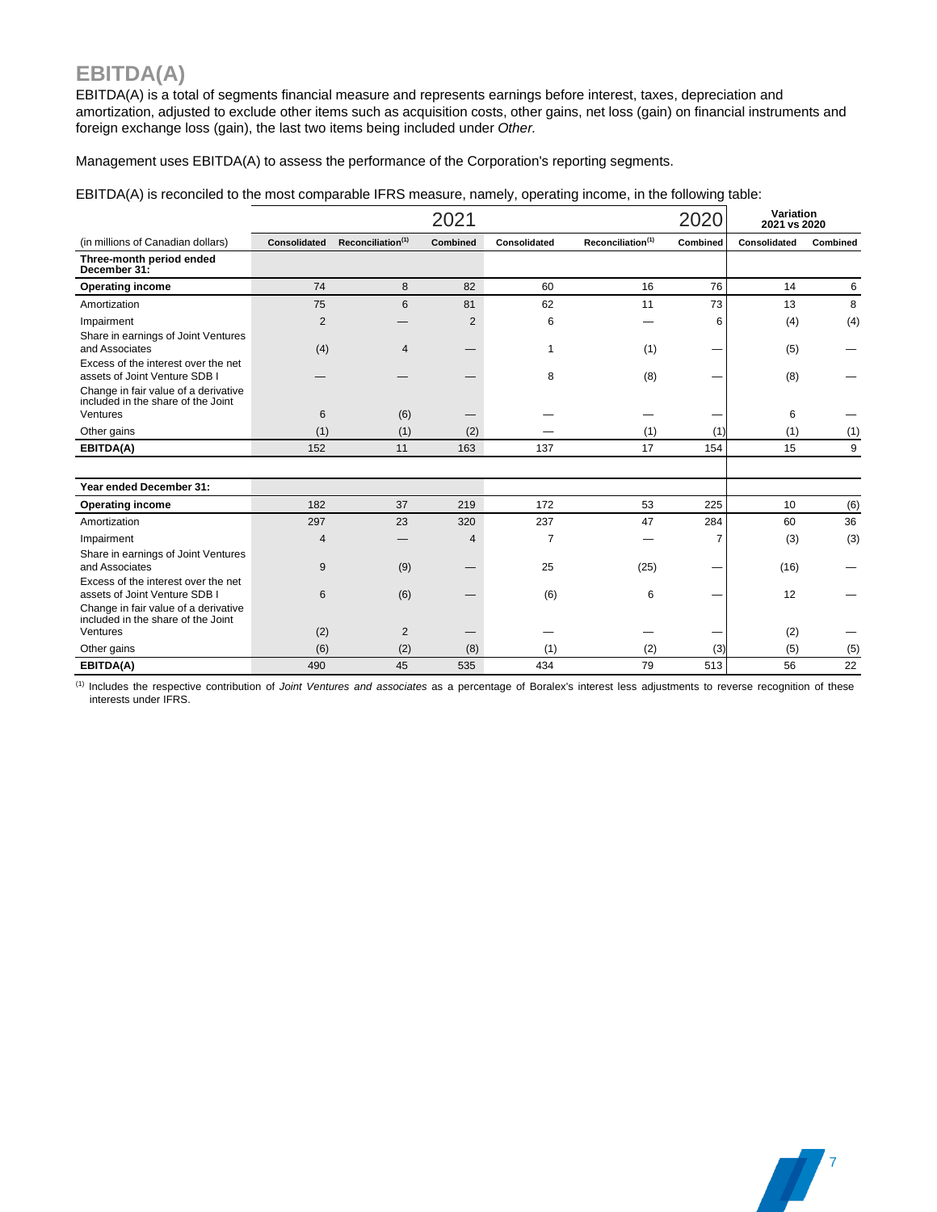## EBITDA(A)

EBITDA(A) is a total of segments financial measure and represents earnings before interest, taxes, depreciation and amortization, adjusted to exclude other items such as acquisition costs, other gains, net loss (gain) on financial instruments and foreign exchange loss (gain), the last two items being included under *Other.*

Management uses EBITDA(A) to assess the performance of the Corporation's reporting segments.

EBITDA(A) is reconciled to the most comparable IFRS measure, namely, operating income, in the following table:

| | 2021 | | | 2020 | | | Variation 2021 vs 2020 | |
|---|---|---|---|---|---|---|---|---|
| (in millions of Canadian dollars) | Consolidated | Reconciliation[1] | Combined | Consolidated | Reconciliation[1] | Combined | Consolidated | Combined |
| **Three-month period ended December 31:** | | | | | | | | |
| **Operating income** | 74 | 8 | 82 | 60 | 16 | 76 | 14 | 6 |
| Amortization | 75 | 6 | 81 | 62 | 11 | 73 | 13 | 8 |
| Impairment | 2 | — | 2 | 6 | — | 6 | (4) | (4) |
| Share in earnings of Joint Ventures and Associates | (4) | 4 | — | 1 | (1) | — | (5) | — |
| Excess of the interest over the net assets of Joint Venture SDB I | — | — | — | 8 | (8) | — | (8) | — |
| Change in fair value of a derivative included in the share of the Joint Ventures | 6 | (6) | — | — | — | — | 6 | — |
| Other gains | (1) | (1) | (2) | — | (1) | (1) | (1) | (1) |
| **EBITDA(A)** | 152 | 11 | 163 | 137 | 17 | 154 | 15 | 9 |
| | | | | | | | | |
| **Year ended December 31:** | | | | | | | | |
| **Operating income** | 182 | 37 | 219 | 172 | 53 | 225 | 10 | (6) |
| Amortization | 297 | 23 | 320 | 237 | 47 | 284 | 60 | 36 |
| Impairment | 4 | — | 4 | 7 | — | 7 | (3) | (3) |
| Share in earnings of Joint Ventures and Associates | 9 | (9) | — | 25 | (25) | — | (16) | — |
| Excess of the interest over the net assets of Joint Venture SDB I | 6 | (6) | — | (6) | 6 | — | 12 | — |
| Change in fair value of a derivative included in the share of the Joint Ventures | (2) | 2 | — | — | — | — | (2) | — |
| Other gains | (6) | (2) | (8) | (1) | (2) | (3) | (5) | (5) |
| **EBITDA(A)** | 490 | 45 | 535 | 434 | 79 | 513 | 56 | 22 |

[1] Includes the respective contribution of *Joint Ventures and associates* as a percentage of Boralex's interest less adjustments to reverse recognition of these interests under IFRS.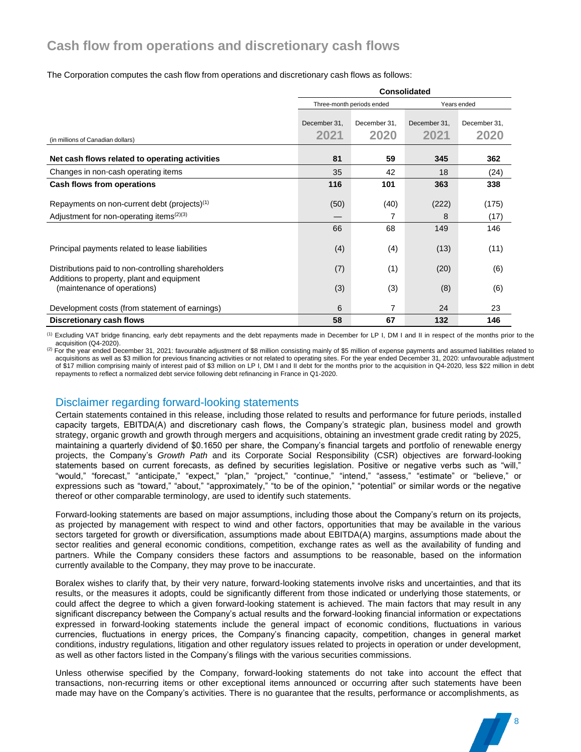## Cash flow from operations and discretionary cash flows

The Corporation computes the cash flow from operations and discretionary cash flows as follows:

| | Consolidated | | | |
|---|---|---|---|---|
| | Three-month periods ended | | Years ended | |
| (in millions of Canadian dollars) | December 31, 2021 | December 31, 2020 | December 31, 2021 | December 31, 2020 |
| **Net cash flows related to operating activities** | **81** | **59** | **345** | **362** |
| Changes in non-cash operating items | 35 | 42 | 18 | (24) |
| **Cash flows from operations** | **116** | **101** | **363** | **338** |
| Repayments on non-current debt (projects)[1] | (50) | (40) | (222) | (175) |
| Adjustment for non-operating items[2][3] | — | 7 | 8 | (17) |
| | 66 | 68 | 149 | 146 |
| Principal payments related to lease liabilities | (4) | (4) | (13) | (11) |
| Distributions paid to non-controlling shareholders | (7) | (1) | (20) | (6) |
| Additions to property, plant and equipment (maintenance of operations) | (3) | (3) | (8) | (6) |
| Development costs (from statement of earnings) | 6 | 7 | 24 | 23 |
| **Discretionary cash flows** | **58** | **67** | **132** | **146** |

[1] Excluding VAT bridge financing, early debt repayments and the debt repayments made in December for LP I, DM I and II in respect of the months prior to the acquisition (Q4-2020).

[2] For the year ended December 31, 2021: favourable adjustment of $8 million consisting mainly of $5 million of expense payments and assumed liabilities related to acquisitions as well as $3 million for previous financing activities or not related to operating sites. For the year ended December 31, 2020: unfavourable adjustment of $17 million comprising mainly of interest paid of $3 million on LP I, DM I and II debt for the months prior to the acquisition in Q4-2020, less $22 million in debt repayments to reflect a normalized debt service following debt refinancing in France in Q1-2020.

## Disclaimer regarding forward-looking statements

Certain statements contained in this release, including those related to results and performance for future periods, installed capacity targets, EBITDA(A) and discretionary cash flows, the Company's strategic plan, business model and growth strategy, organic growth and growth through mergers and acquisitions, obtaining an investment grade credit rating by 2025, maintaining a quarterly dividend of $0.1650 per share, the Company's financial targets and portfolio of renewable energy projects, the Company's *Growth Path* and its Corporate Social Responsibility (CSR) objectives are forward-looking statements based on current forecasts, as defined by securities legislation. Positive or negative verbs such as "will," "would," "forecast," "anticipate," "expect," "plan," "project," "continue," "intend," "assess," "estimate" or "believe," or expressions such as "toward," "about," "approximately," "to be of the opinion," "potential" or similar words or the negative thereof or other comparable terminology, are used to identify such statements.

Forward-looking statements are based on major assumptions, including those about the Company's return on its projects, as projected by management with respect to wind and other factors, opportunities that may be available in the various sectors targeted for growth or diversification, assumptions made about EBITDA(A) margins, assumptions made about the sector realities and general economic conditions, competition, exchange rates as well as the availability of funding and partners. While the Company considers these factors and assumptions to be reasonable, based on the information currently available to the Company, they may prove to be inaccurate.

Boralex wishes to clarify that, by their very nature, forward-looking statements involve risks and uncertainties, and that its results, or the measures it adopts, could be significantly different from those indicated or underlying those statements, or could affect the degree to which a given forward-looking statement is achieved. The main factors that may result in any significant discrepancy between the Company's actual results and the forward-looking financial information or expectations expressed in forward-looking statements include the general impact of economic conditions, fluctuations in various currencies, fluctuations in energy prices, the Company's financing capacity, competition, changes in general market conditions, industry regulations, litigation and other regulatory issues related to projects in operation or under development, as well as other factors listed in the Company's filings with the various securities commissions.

Unless otherwise specified by the Company, forward-looking statements do not take into account the effect that transactions, non-recurring items or other exceptional items announced or occurring after such statements have been made may have on the Company's activities. There is no guarantee that the results, performance or accomplishments, as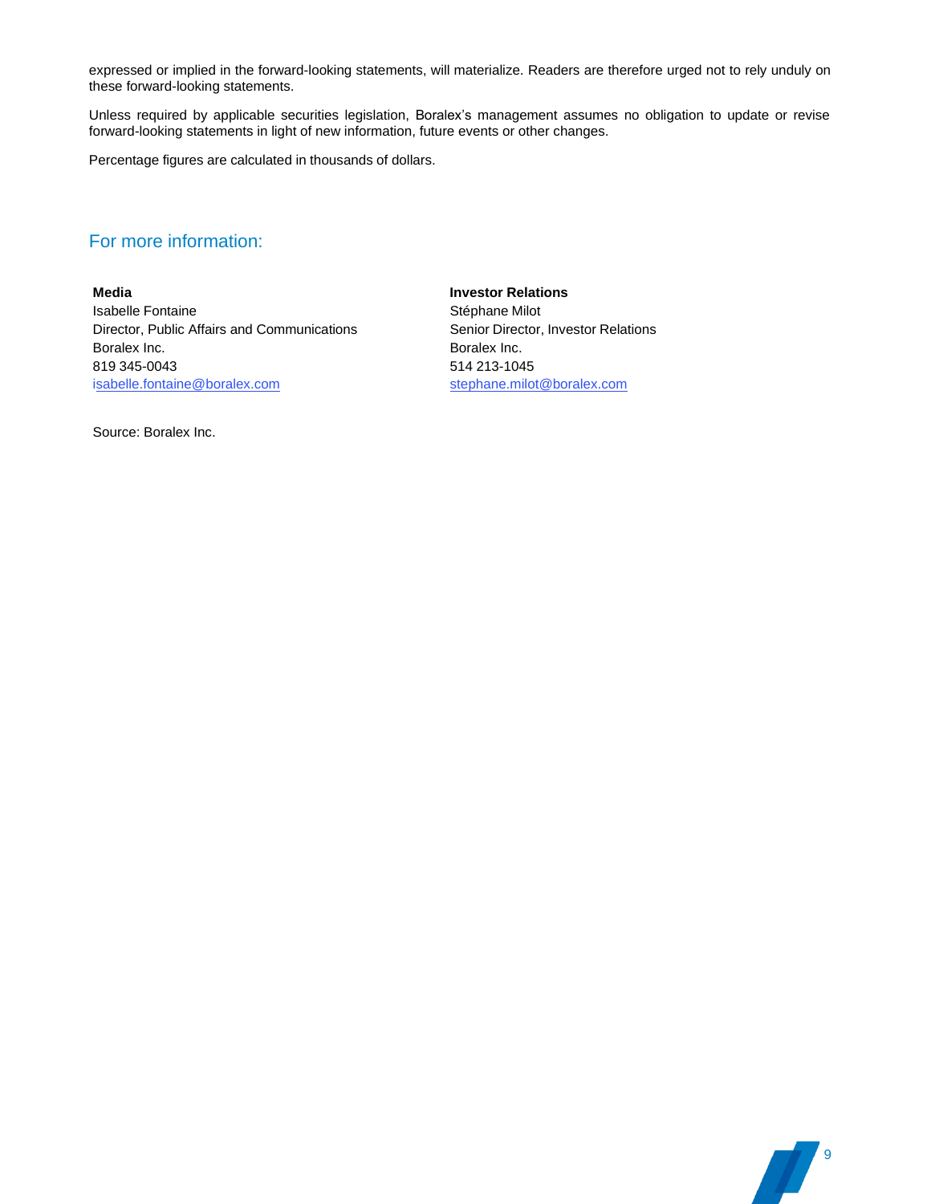expressed or implied in the forward-looking statements, will materialize. Readers are therefore urged not to rely unduly on these forward-looking statements.

Unless required by applicable securities legislation, Boralex's management assumes no obligation to update or revise forward-looking statements in light of new information, future events or other changes.

Percentage figures are calculated in thousands of dollars.

## For more information:

**Media**
Isabelle Fontaine
Director, Public Affairs and Communications
Boralex Inc.
819 345-0043
isabelle.fontaine@boralex.com

**Investor Relations**
Stéphane Milot
Senior Director, Investor Relations
Boralex Inc.
514 213-1045
stephane.milot@boralex.com

Source: Boralex Inc.